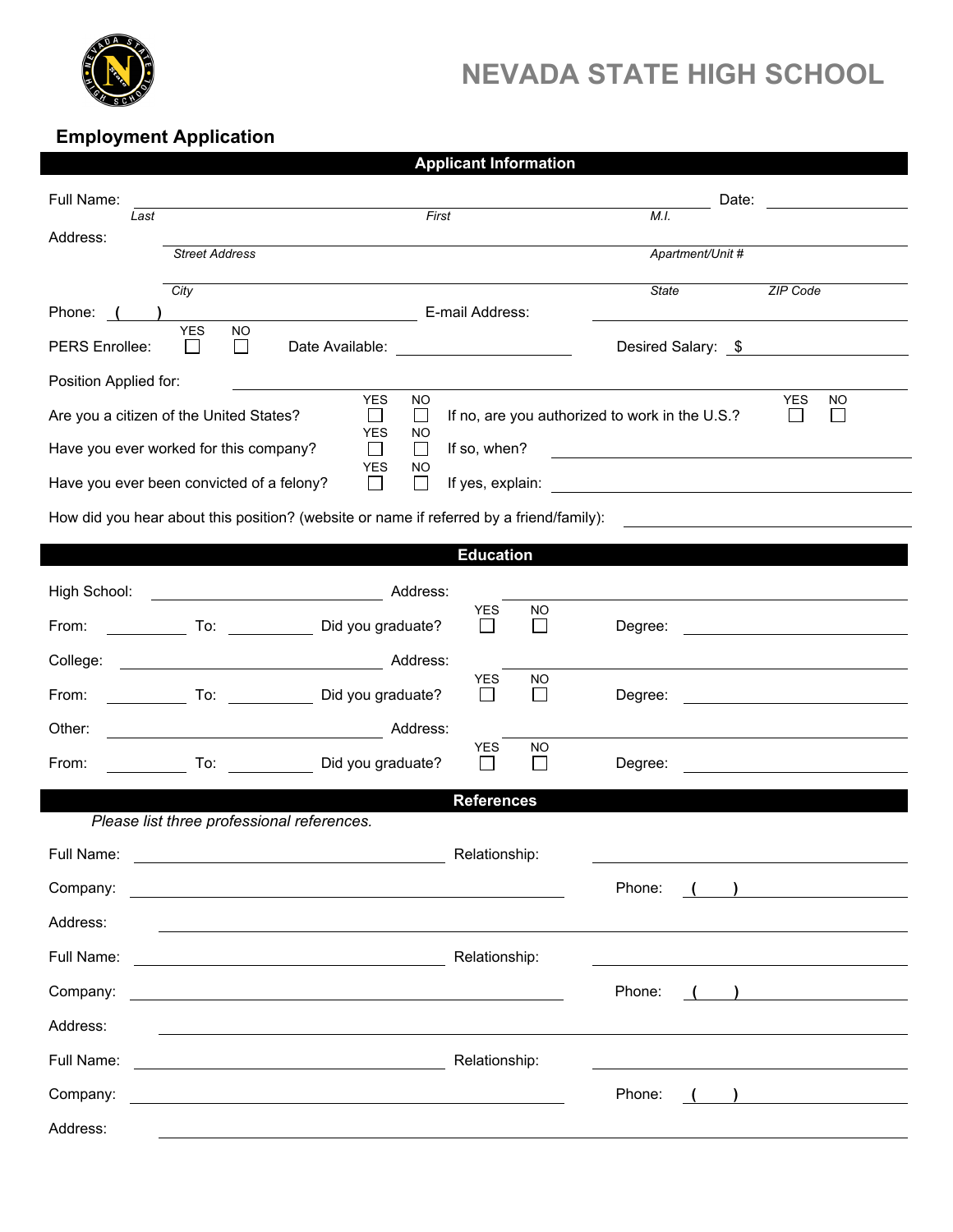# NEVADA STATE HIGH SCHOOL

## Employment Application

### Applicant Information

Full Name: ______________________________________________ Date: ______________
*Last* *First* *M.I.*

Address: ______________________________________________
*Street Address* *Apartment/Unit #*

______________________________________________
*City* *State* *ZIP Code*

Phone: ( ) ______________________ E-mail Address: ______________________

PERS Enrollee: YES ☐ NO ☐ Date Available: ______________ Desired Salary: $ ______________

Position Applied for: ______________________________________________

Are you a citizen of the United States? YES ☐ NO ☐ If no, are you authorized to work in the U.S.? YES ☐ NO ☐

Have you ever worked for this company? YES ☐ NO ☐ If so, when? ______________________

Have you ever been convicted of a felony? YES ☐ NO ☐ If yes, explain: ______________________

How did you hear about this position? (website or name if referred by a friend/family): ______________________

### Education

High School: ______________________ Address: ______________________

From: __________ To: __________ Did you graduate? YES ☐ NO ☐ Degree: ______________________

College: ______________________ Address: ______________________

From: __________ To: __________ Did you graduate? YES ☐ NO ☐ Degree: ______________________

Other: ______________________ Address: ______________________

From: __________ To: __________ Did you graduate? YES ☐ NO ☐ Degree: ______________________

### References

*Please list three professional references.*

Full Name: ______________________ Relationship: ______________________

Company: ______________________ Phone: ( ) ______________________

Address: ______________________________________________

Full Name: ______________________ Relationship: ______________________

Company: ______________________ Phone: ( ) ______________________

Address: ______________________________________________

Full Name: ______________________ Relationship: ______________________

Company: ______________________ Phone: ( ) ______________________

Address: ______________________________________________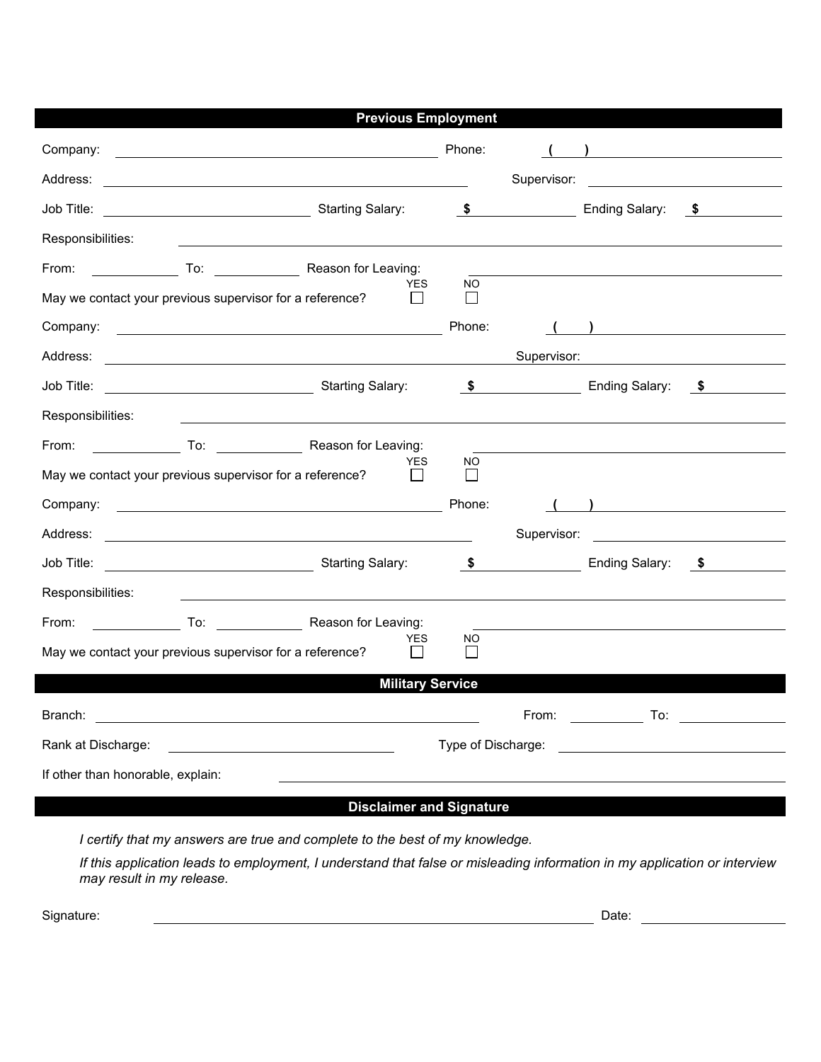## Previous Employment

Company: ______________________ Phone: ( ) ______________________

Address: ______________________ Supervisor: ______________________

Job Title: ______________________ Starting Salary: $ ____________ Ending Salary: $ ____________

Responsibilities: ______________________

From: ____________ To: ____________ Reason for Leaving: ______________________

May we contact your previous supervisor for a reference? YES ☐ NO ☐

Company: ______________________ Phone: ( ) ______________________

Address: ______________________ Supervisor: ______________________

Job Title: ______________________ Starting Salary: $ ____________ Ending Salary: $ ____________

Responsibilities: ______________________

From: ____________ To: ____________ Reason for Leaving: ______________________

May we contact your previous supervisor for a reference? YES ☐ NO ☐

Company: ______________________ Phone: ( ) ______________________

Address: ______________________ Supervisor: ______________________

Job Title: ______________________ Starting Salary: $ ____________ Ending Salary: $ ____________

Responsibilities: ______________________

From: ____________ To: ____________ Reason for Leaving: ______________________

May we contact your previous supervisor for a reference? YES ☐ NO ☐

## Military Service

Branch: ______________________ From: ____________ To: ____________

Rank at Discharge: ______________________ Type of Discharge: ______________________

If other than honorable, explain: ______________________

## Disclaimer and Signature

*I certify that my answers are true and complete to the best of my knowledge.*

*If this application leads to employment, I understand that false or misleading information in my application or interview may result in my release.*

Signature: ______________________ Date: ____________